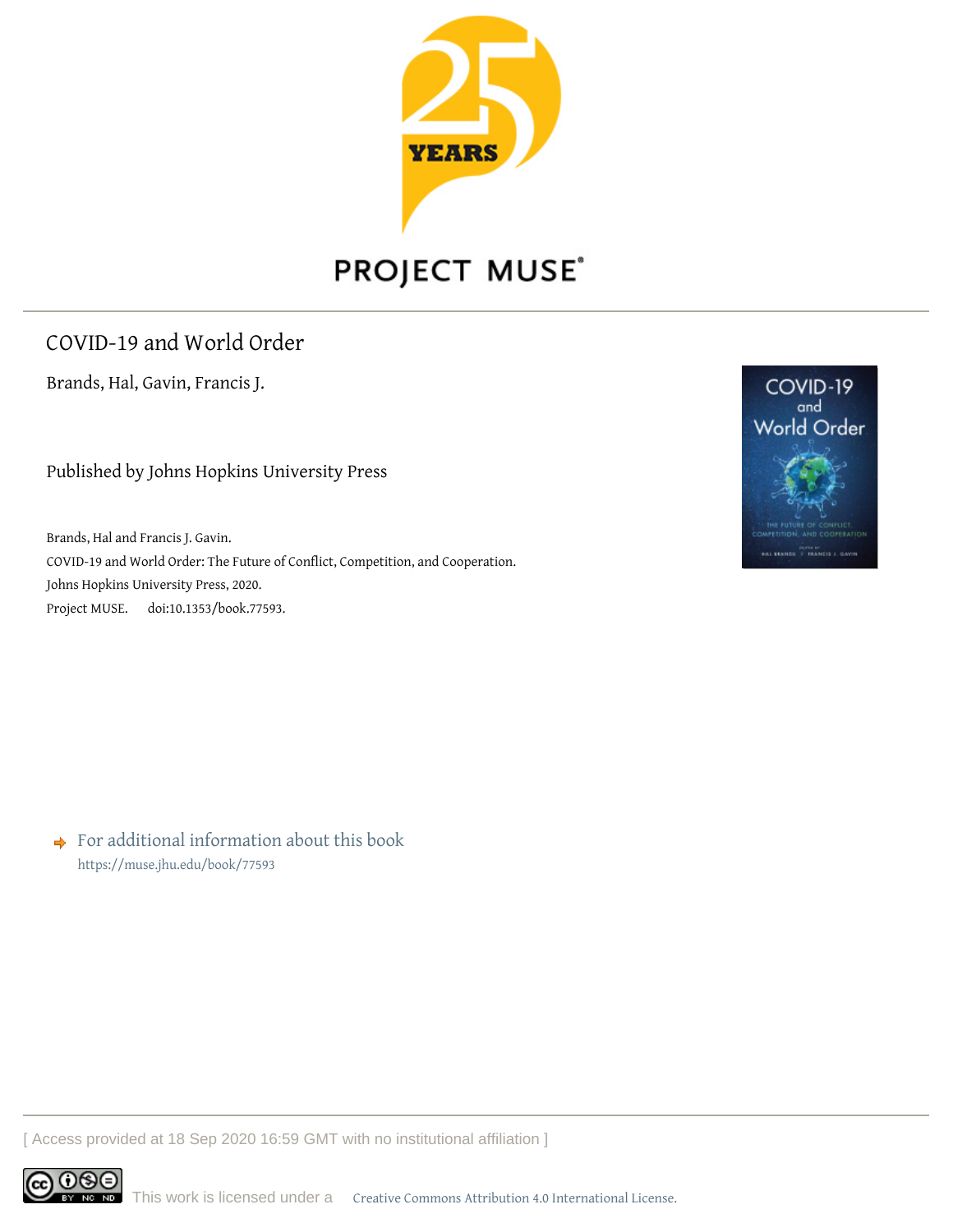PROJECT MUSE

# COVID-19 and World Order

Brands, Hal, Gavin, Francis J.

Published by Johns Hopkins University Press

Brands, Hal and Francis J. Gavin.
COVID-19 and World Order: The Future of Conflict, Competition, and Cooperation.
Johns Hopkins University Press, 2020.
Project MUSE. doi:10.1353/book.77593.

For additional information about this book
https://muse.jhu.edu/book/77593

[ Access provided at 18 Sep 2020 16:59 GMT with no institutional affiliation ]

This work is licensed under a Creative Commons Attribution 4.0 International License.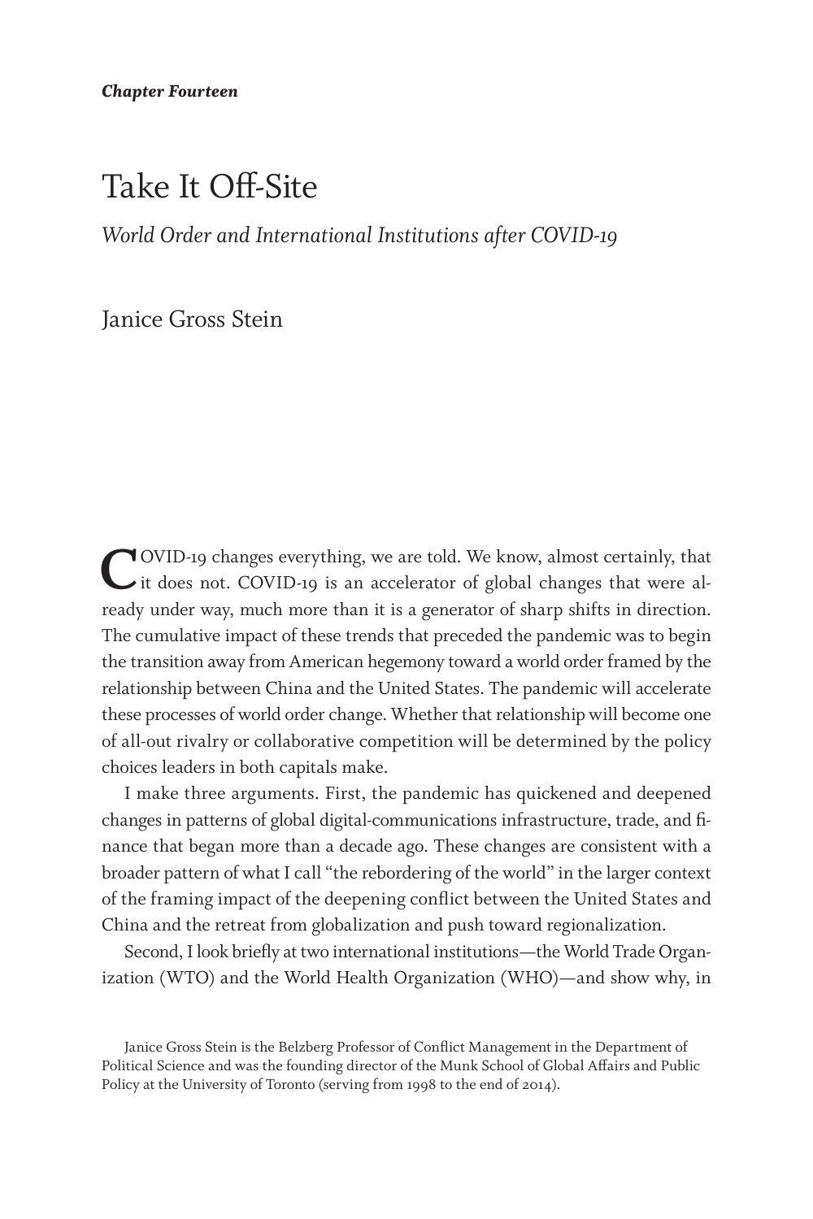*Chapter Fourteen*

# Take It Off-Site

## *World Order and International Institutions after COVID-19*

Janice Gross Stein

COVID-19 changes everything, we are told. We know, almost certainly, that it does not. COVID-19 is an accelerator of global changes that were already under way, much more than it is a generator of sharp shifts in direction. The cumulative impact of these trends that preceded the pandemic was to begin the transition away from American hegemony toward a world order framed by the relationship between China and the United States. The pandemic will accelerate these processes of world order change. Whether that relationship will become one of all-out rivalry or collaborative competition will be determined by the policy choices leaders in both capitals make.

I make three arguments. First, the pandemic has quickened and deepened changes in patterns of global digital-communications infrastructure, trade, and finance that began more than a decade ago. These changes are consistent with a broader pattern of what I call "the rebordering of the world" in the larger context of the framing impact of the deepening conflict between the United States and China and the retreat from globalization and push toward regionalization.

Second, I look briefly at two international institutions—the World Trade Organization (WTO) and the World Health Organization (WHO)—and show why, in

Janice Gross Stein is the Belzberg Professor of Conflict Management in the Department of Political Science and was the founding director of the Munk School of Global Affairs and Public Policy at the University of Toronto (serving from 1998 to the end of 2014).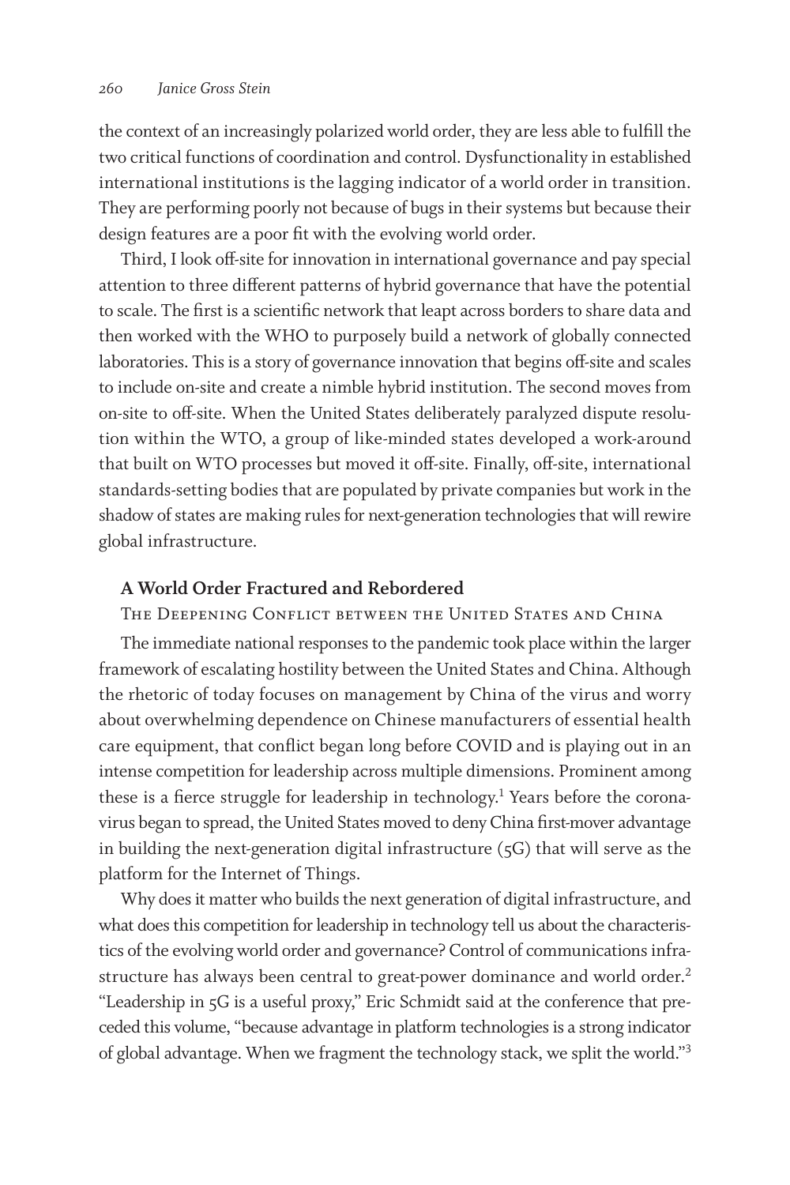the context of an increasingly polarized world order, they are less able to fulfill the two critical functions of coordination and control. Dysfunctionality in established international institutions is the lagging indicator of a world order in transition. They are performing poorly not because of bugs in their systems but because their design features are a poor fit with the evolving world order.

Third, I look off-site for innovation in international governance and pay special attention to three different patterns of hybrid governance that have the potential to scale. The first is a scientific network that leapt across borders to share data and then worked with the WHO to purposely build a network of globally connected laboratories. This is a story of governance innovation that begins off-site and scales to include on-site and create a nimble hybrid institution. The second moves from on-site to off-site. When the United States deliberately paralyzed dispute resolution within the WTO, a group of like-minded states developed a work-around that built on WTO processes but moved it off-site. Finally, off-site, international standards-setting bodies that are populated by private companies but work in the shadow of states are making rules for next-generation technologies that will rewire global infrastructure.

## A World Order Fractured and Rebordered

### The Deepening Conflict between the United States and China

The immediate national responses to the pandemic took place within the larger framework of escalating hostility between the United States and China. Although the rhetoric of today focuses on management by China of the virus and worry about overwhelming dependence on Chinese manufacturers of essential health care equipment, that conflict began long before COVID and is playing out in an intense competition for leadership across multiple dimensions. Prominent among these is a fierce struggle for leadership in technology.[1] Years before the coronavirus began to spread, the United States moved to deny China first-mover advantage in building the next-generation digital infrastructure (5G) that will serve as the platform for the Internet of Things.

Why does it matter who builds the next generation of digital infrastructure, and what does this competition for leadership in technology tell us about the characteristics of the evolving world order and governance? Control of communications infrastructure has always been central to great-power dominance and world order.[2] "Leadership in 5G is a useful proxy," Eric Schmidt said at the conference that preceded this volume, "because advantage in platform technologies is a strong indicator of global advantage. When we fragment the technology stack, we split the world."[3]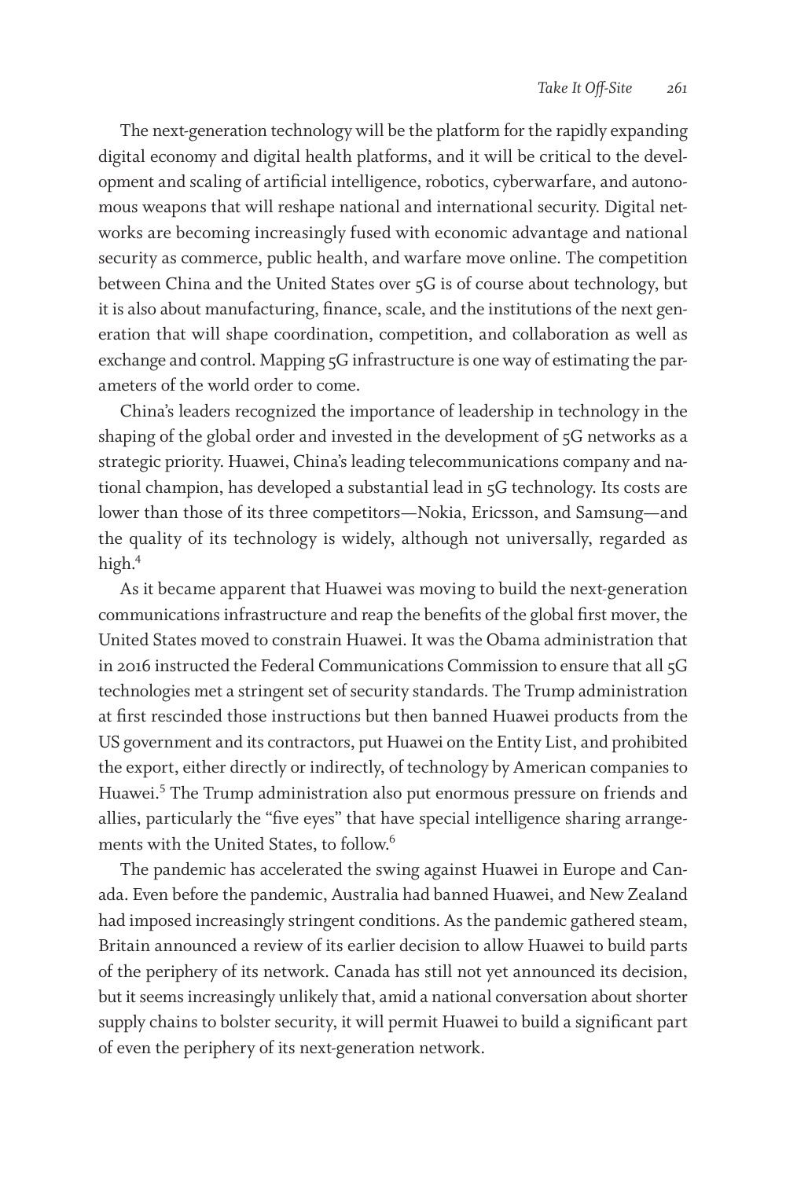The next-generation technology will be the platform for the rapidly expanding digital economy and digital health platforms, and it will be critical to the development and scaling of artificial intelligence, robotics, cyberwarfare, and autonomous weapons that will reshape national and international security. Digital networks are becoming increasingly fused with economic advantage and national security as commerce, public health, and warfare move online. The competition between China and the United States over 5G is of course about technology, but it is also about manufacturing, finance, scale, and the institutions of the next generation that will shape coordination, competition, and collaboration as well as exchange and control. Mapping 5G infrastructure is one way of estimating the parameters of the world order to come.

China's leaders recognized the importance of leadership in technology in the shaping of the global order and invested in the development of 5G networks as a strategic priority. Huawei, China's leading telecommunications company and national champion, has developed a substantial lead in 5G technology. Its costs are lower than those of its three competitors—Nokia, Ericsson, and Samsung—and the quality of its technology is widely, although not universally, regarded as high.[4]

As it became apparent that Huawei was moving to build the next-generation communications infrastructure and reap the benefits of the global first mover, the United States moved to constrain Huawei. It was the Obama administration that in 2016 instructed the Federal Communications Commission to ensure that all 5G technologies met a stringent set of security standards. The Trump administration at first rescinded those instructions but then banned Huawei products from the US government and its contractors, put Huawei on the Entity List, and prohibited the export, either directly or indirectly, of technology by American companies to Huawei.[5] The Trump administration also put enormous pressure on friends and allies, particularly the "five eyes" that have special intelligence sharing arrangements with the United States, to follow.[6]

The pandemic has accelerated the swing against Huawei in Europe and Canada. Even before the pandemic, Australia had banned Huawei, and New Zealand had imposed increasingly stringent conditions. As the pandemic gathered steam, Britain announced a review of its earlier decision to allow Huawei to build parts of the periphery of its network. Canada has still not yet announced its decision, but it seems increasingly unlikely that, amid a national conversation about shorter supply chains to bolster security, it will permit Huawei to build a significant part of even the periphery of its next-generation network.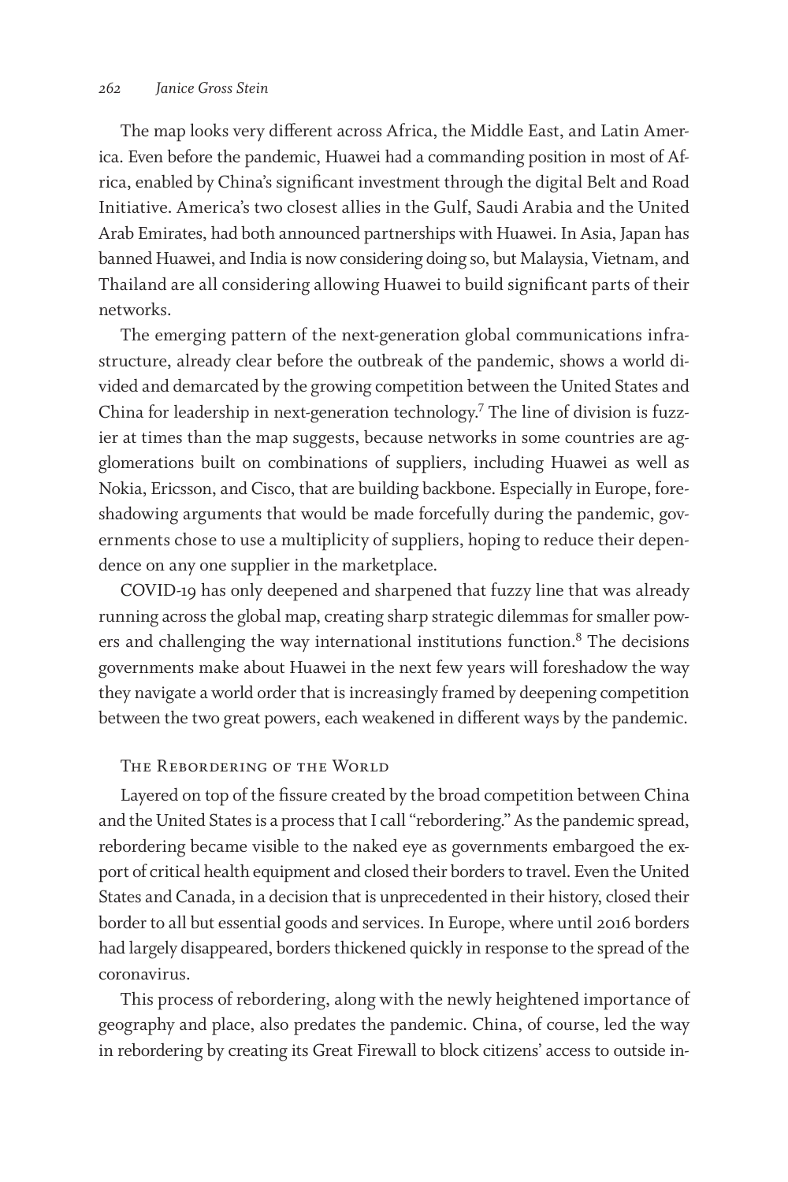The map looks very different across Africa, the Middle East, and Latin America. Even before the pandemic, Huawei had a commanding position in most of Africa, enabled by China's significant investment through the digital Belt and Road Initiative. America's two closest allies in the Gulf, Saudi Arabia and the United Arab Emirates, had both announced partnerships with Huawei. In Asia, Japan has banned Huawei, and India is now considering doing so, but Malaysia, Vietnam, and Thailand are all considering allowing Huawei to build significant parts of their networks.

The emerging pattern of the next-generation global communications infrastructure, already clear before the outbreak of the pandemic, shows a world divided and demarcated by the growing competition between the United States and China for leadership in next-generation technology.[7] The line of division is fuzzier at times than the map suggests, because networks in some countries are agglomerations built on combinations of suppliers, including Huawei as well as Nokia, Ericsson, and Cisco, that are building backbone. Especially in Europe, foreshadowing arguments that would be made forcefully during the pandemic, governments chose to use a multiplicity of suppliers, hoping to reduce their dependence on any one supplier in the marketplace.

COVID-19 has only deepened and sharpened that fuzzy line that was already running across the global map, creating sharp strategic dilemmas for smaller powers and challenging the way international institutions function.[8] The decisions governments make about Huawei in the next few years will foreshadow the way they navigate a world order that is increasingly framed by deepening competition between the two great powers, each weakened in different ways by the pandemic.

## The Rebordering of the World

Layered on top of the fissure created by the broad competition between China and the United States is a process that I call "rebordering." As the pandemic spread, rebordering became visible to the naked eye as governments embargoed the export of critical health equipment and closed their borders to travel. Even the United States and Canada, in a decision that is unprecedented in their history, closed their border to all but essential goods and services. In Europe, where until 2016 borders had largely disappeared, borders thickened quickly in response to the spread of the coronavirus.

This process of rebordering, along with the newly heightened importance of geography and place, also predates the pandemic. China, of course, led the way in rebordering by creating its Great Firewall to block citizens' access to outside in-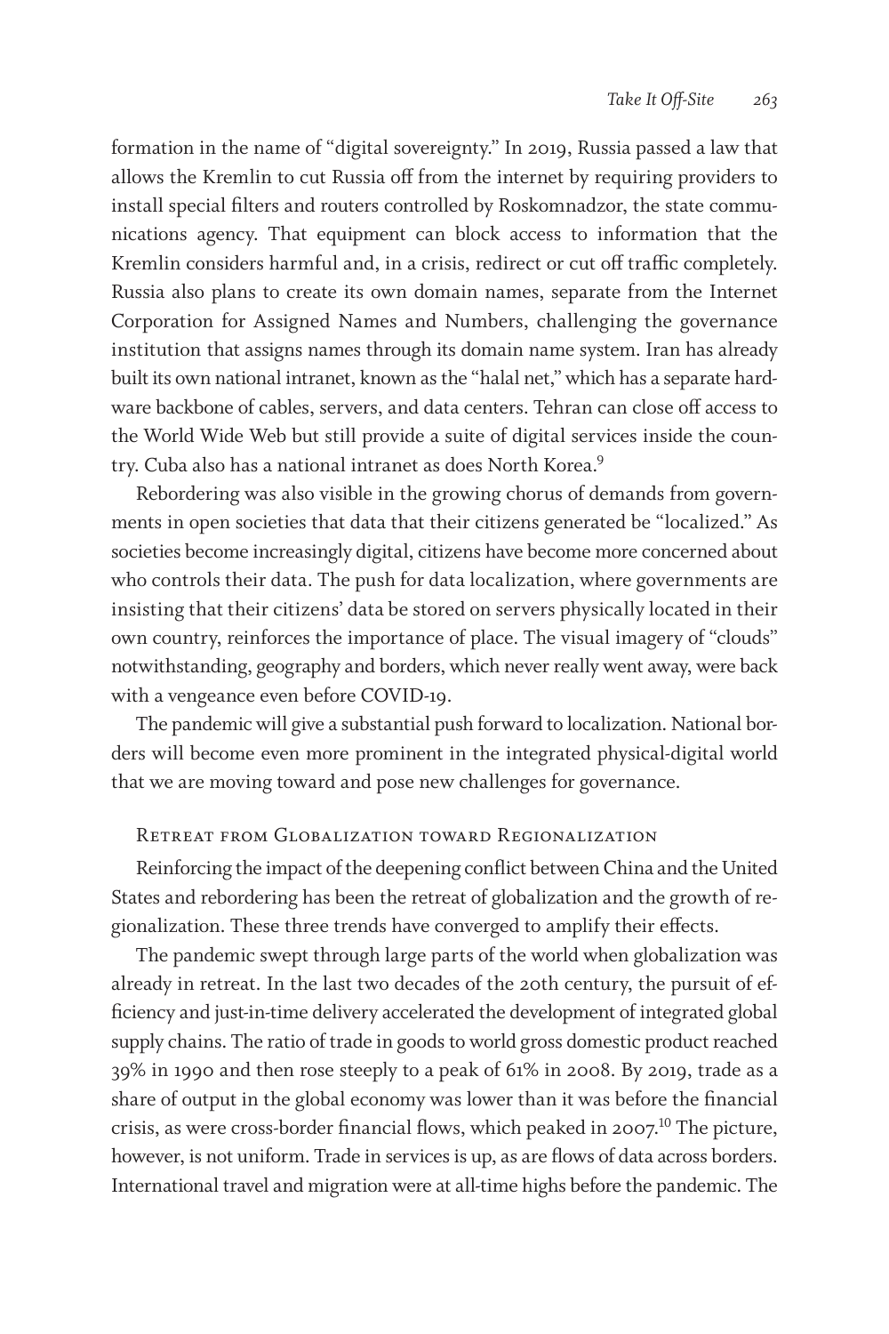formation in the name of "digital sovereignty." In 2019, Russia passed a law that allows the Kremlin to cut Russia off from the internet by requiring providers to install special filters and routers controlled by Roskomnadzor, the state communications agency. That equipment can block access to information that the Kremlin considers harmful and, in a crisis, redirect or cut off traffic completely. Russia also plans to create its own domain names, separate from the Internet Corporation for Assigned Names and Numbers, challenging the governance institution that assigns names through its domain name system. Iran has already built its own national intranet, known as the "halal net," which has a separate hardware backbone of cables, servers, and data centers. Tehran can close off access to the World Wide Web but still provide a suite of digital services inside the country. Cuba also has a national intranet as does North Korea.[9]

Rebordering was also visible in the growing chorus of demands from governments in open societies that data that their citizens generated be "localized." As societies become increasingly digital, citizens have become more concerned about who controls their data. The push for data localization, where governments are insisting that their citizens' data be stored on servers physically located in their own country, reinforces the importance of place. The visual imagery of "clouds" notwithstanding, geography and borders, which never really went away, were back with a vengeance even before COVID-19.

The pandemic will give a substantial push forward to localization. National borders will become even more prominent in the integrated physical-digital world that we are moving toward and pose new challenges for governance.

### Retreat from Globalization toward Regionalization

Reinforcing the impact of the deepening conflict between China and the United States and rebordering has been the retreat of globalization and the growth of regionalization. These three trends have converged to amplify their effects.

The pandemic swept through large parts of the world when globalization was already in retreat. In the last two decades of the 20th century, the pursuit of efficiency and just-in-time delivery accelerated the development of integrated global supply chains. The ratio of trade in goods to world gross domestic product reached 39% in 1990 and then rose steeply to a peak of 61% in 2008. By 2019, trade as a share of output in the global economy was lower than it was before the financial crisis, as were cross-border financial flows, which peaked in 2007.[10] The picture, however, is not uniform. Trade in services is up, as are flows of data across borders. International travel and migration were at all-time highs before the pandemic. The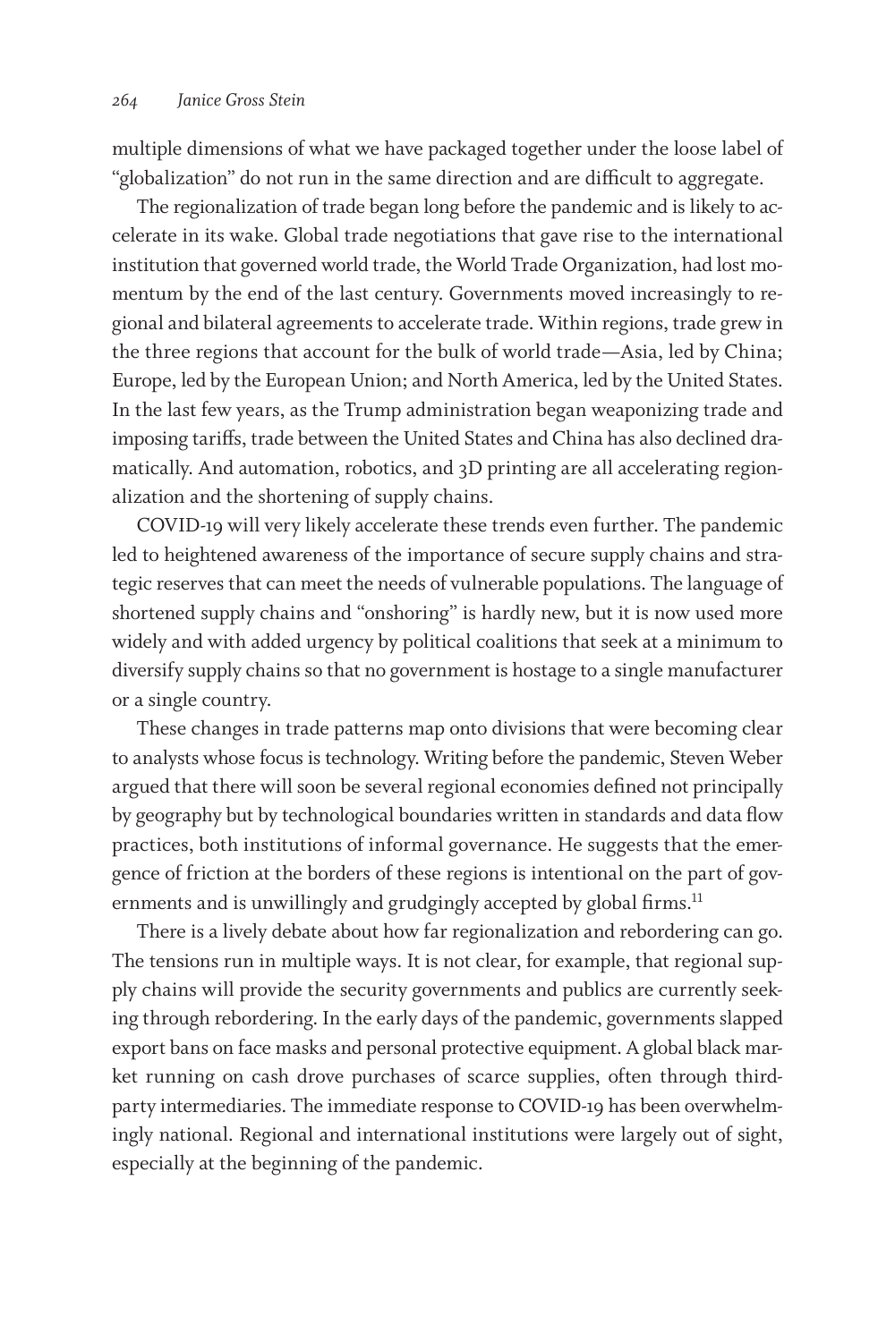multiple dimensions of what we have packaged together under the loose label of "globalization" do not run in the same direction and are difficult to aggregate.

The regionalization of trade began long before the pandemic and is likely to accelerate in its wake. Global trade negotiations that gave rise to the international institution that governed world trade, the World Trade Organization, had lost momentum by the end of the last century. Governments moved increasingly to regional and bilateral agreements to accelerate trade. Within regions, trade grew in the three regions that account for the bulk of world trade—Asia, led by China; Europe, led by the European Union; and North America, led by the United States. In the last few years, as the Trump administration began weaponizing trade and imposing tariffs, trade between the United States and China has also declined dramatically. And automation, robotics, and 3D printing are all accelerating regionalization and the shortening of supply chains.

COVID-19 will very likely accelerate these trends even further. The pandemic led to heightened awareness of the importance of secure supply chains and strategic reserves that can meet the needs of vulnerable populations. The language of shortened supply chains and "onshoring" is hardly new, but it is now used more widely and with added urgency by political coalitions that seek at a minimum to diversify supply chains so that no government is hostage to a single manufacturer or a single country.

These changes in trade patterns map onto divisions that were becoming clear to analysts whose focus is technology. Writing before the pandemic, Steven Weber argued that there will soon be several regional economies defined not principally by geography but by technological boundaries written in standards and data flow practices, both institutions of informal governance. He suggests that the emergence of friction at the borders of these regions is intentional on the part of governments and is unwillingly and grudgingly accepted by global firms.[11]

There is a lively debate about how far regionalization and rebordering can go. The tensions run in multiple ways. It is not clear, for example, that regional supply chains will provide the security governments and publics are currently seeking through rebordering. In the early days of the pandemic, governments slapped export bans on face masks and personal protective equipment. A global black market running on cash drove purchases of scarce supplies, often through third-party intermediaries. The immediate response to COVID-19 has been overwhelmingly national. Regional and international institutions were largely out of sight, especially at the beginning of the pandemic.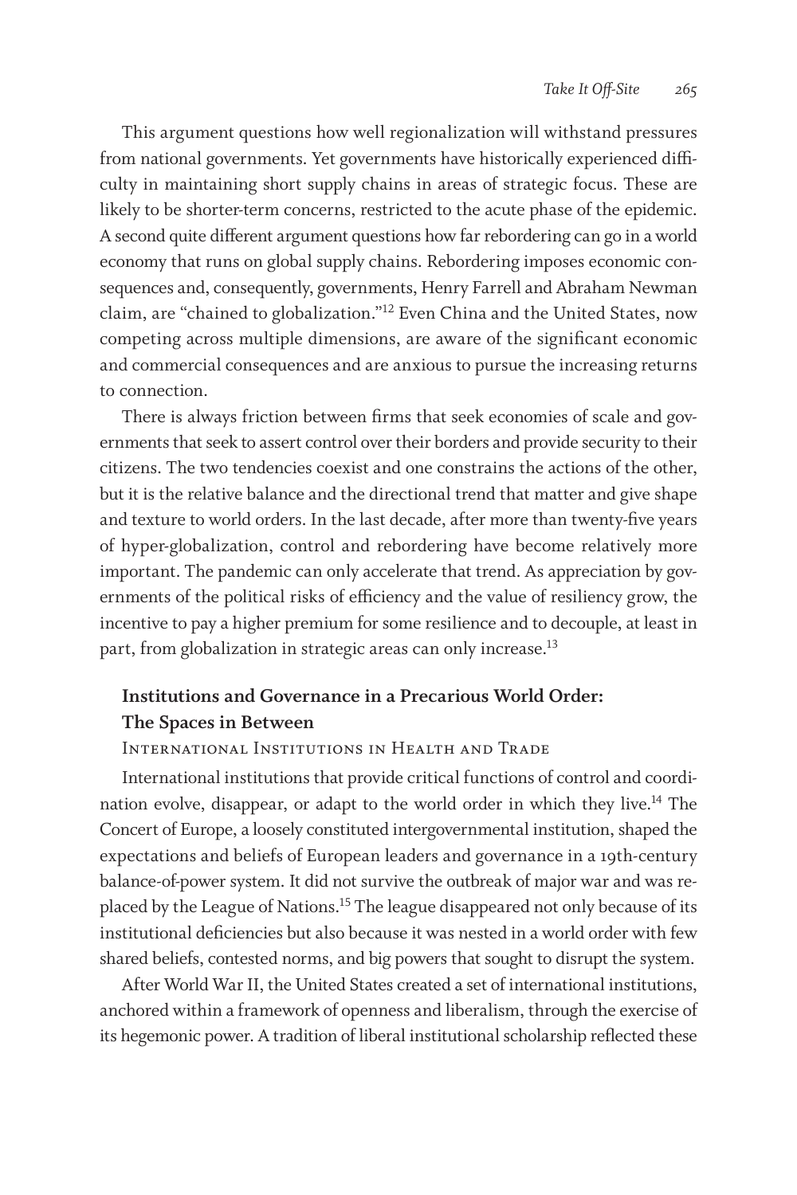This argument questions how well regionalization will withstand pressures from national governments. Yet governments have historically experienced difficulty in maintaining short supply chains in areas of strategic focus. These are likely to be shorter-term concerns, restricted to the acute phase of the epidemic. A second quite different argument questions how far rebordering can go in a world economy that runs on global supply chains. Rebordering imposes economic consequences and, consequently, governments, Henry Farrell and Abraham Newman claim, are "chained to globalization."[12] Even China and the United States, now competing across multiple dimensions, are aware of the significant economic and commercial consequences and are anxious to pursue the increasing returns to connection.

There is always friction between firms that seek economies of scale and governments that seek to assert control over their borders and provide security to their citizens. The two tendencies coexist and one constrains the actions of the other, but it is the relative balance and the directional trend that matter and give shape and texture to world orders. In the last decade, after more than twenty-five years of hyper-globalization, control and rebordering have become relatively more important. The pandemic can only accelerate that trend. As appreciation by governments of the political risks of efficiency and the value of resiliency grow, the incentive to pay a higher premium for some resilience and to decouple, at least in part, from globalization in strategic areas can only increase.[13]

## Institutions and Governance in a Precarious World Order: The Spaces in Between

### International Institutions in Health and Trade

International institutions that provide critical functions of control and coordination evolve, disappear, or adapt to the world order in which they live.[14] The Concert of Europe, a loosely constituted intergovernmental institution, shaped the expectations and beliefs of European leaders and governance in a 19th-century balance-of-power system. It did not survive the outbreak of major war and was replaced by the League of Nations.[15] The league disappeared not only because of its institutional deficiencies but also because it was nested in a world order with few shared beliefs, contested norms, and big powers that sought to disrupt the system.

After World War II, the United States created a set of international institutions, anchored within a framework of openness and liberalism, through the exercise of its hegemonic power. A tradition of liberal institutional scholarship reflected these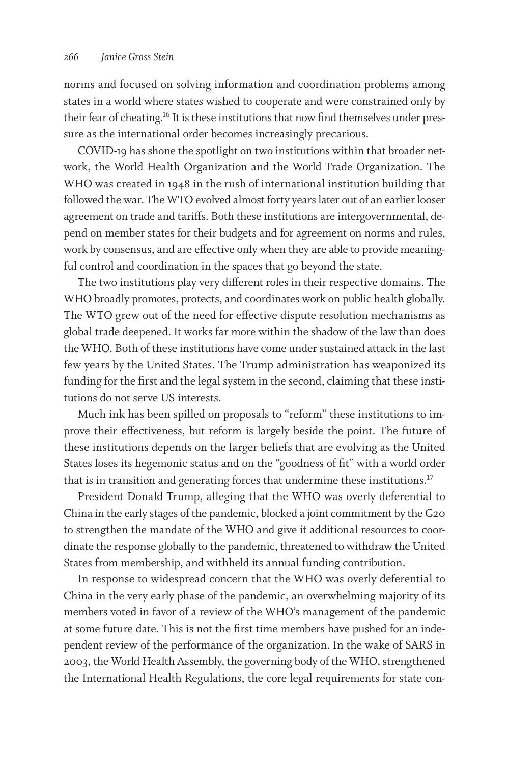norms and focused on solving information and coordination problems among states in a world where states wished to cooperate and were constrained only by their fear of cheating.[16] It is these institutions that now find themselves under pressure as the international order becomes increasingly precarious.

COVID-19 has shone the spotlight on two institutions within that broader network, the World Health Organization and the World Trade Organization. The WHO was created in 1948 in the rush of international institution building that followed the war. The WTO evolved almost forty years later out of an earlier looser agreement on trade and tariffs. Both these institutions are intergovernmental, depend on member states for their budgets and for agreement on norms and rules, work by consensus, and are effective only when they are able to provide meaningful control and coordination in the spaces that go beyond the state.

The two institutions play very different roles in their respective domains. The WHO broadly promotes, protects, and coordinates work on public health globally. The WTO grew out of the need for effective dispute resolution mechanisms as global trade deepened. It works far more within the shadow of the law than does the WHO. Both of these institutions have come under sustained attack in the last few years by the United States. The Trump administration has weaponized its funding for the first and the legal system in the second, claiming that these institutions do not serve US interests.

Much ink has been spilled on proposals to "reform" these institutions to improve their effectiveness, but reform is largely beside the point. The future of these institutions depends on the larger beliefs that are evolving as the United States loses its hegemonic status and on the "goodness of fit" with a world order that is in transition and generating forces that undermine these institutions.[17]

President Donald Trump, alleging that the WHO was overly deferential to China in the early stages of the pandemic, blocked a joint commitment by the G20 to strengthen the mandate of the WHO and give it additional resources to coordinate the response globally to the pandemic, threatened to withdraw the United States from membership, and withheld its annual funding contribution.

In response to widespread concern that the WHO was overly deferential to China in the very early phase of the pandemic, an overwhelming majority of its members voted in favor of a review of the WHO's management of the pandemic at some future date. This is not the first time members have pushed for an independent review of the performance of the organization. In the wake of SARS in 2003, the World Health Assembly, the governing body of the WHO, strengthened the International Health Regulations, the core legal requirements for state con-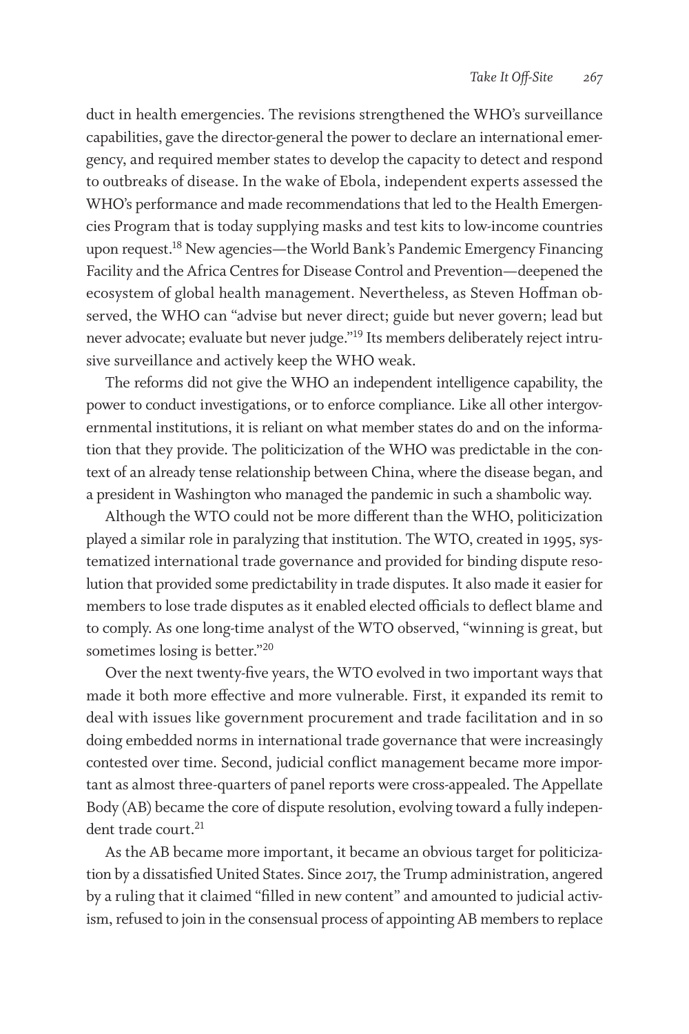duct in health emergencies. The revisions strengthened the WHO's surveillance capabilities, gave the director-general the power to declare an international emergency, and required member states to develop the capacity to detect and respond to outbreaks of disease. In the wake of Ebola, independent experts assessed the WHO's performance and made recommendations that led to the Health Emergencies Program that is today supplying masks and test kits to low-income countries upon request.[18] New agencies—the World Bank's Pandemic Emergency Financing Facility and the Africa Centres for Disease Control and Prevention—deepened the ecosystem of global health management. Nevertheless, as Steven Hoffman observed, the WHO can "advise but never direct; guide but never govern; lead but never advocate; evaluate but never judge."[19] Its members deliberately reject intrusive surveillance and actively keep the WHO weak.

The reforms did not give the WHO an independent intelligence capability, the power to conduct investigations, or to enforce compliance. Like all other intergovernmental institutions, it is reliant on what member states do and on the information that they provide. The politicization of the WHO was predictable in the context of an already tense relationship between China, where the disease began, and a president in Washington who managed the pandemic in such a shambolic way.

Although the WTO could not be more different than the WHO, politicization played a similar role in paralyzing that institution. The WTO, created in 1995, systematized international trade governance and provided for binding dispute resolution that provided some predictability in trade disputes. It also made it easier for members to lose trade disputes as it enabled elected officials to deflect blame and to comply. As one long-time analyst of the WTO observed, "winning is great, but sometimes losing is better."[20]

Over the next twenty-five years, the WTO evolved in two important ways that made it both more effective and more vulnerable. First, it expanded its remit to deal with issues like government procurement and trade facilitation and in so doing embedded norms in international trade governance that were increasingly contested over time. Second, judicial conflict management became more important as almost three-quarters of panel reports were cross-appealed. The Appellate Body (AB) became the core of dispute resolution, evolving toward a fully independent trade court.[21]

As the AB became more important, it became an obvious target for politicization by a dissatisfied United States. Since 2017, the Trump administration, angered by a ruling that it claimed "filled in new content" and amounted to judicial activism, refused to join in the consensual process of appointing AB members to replace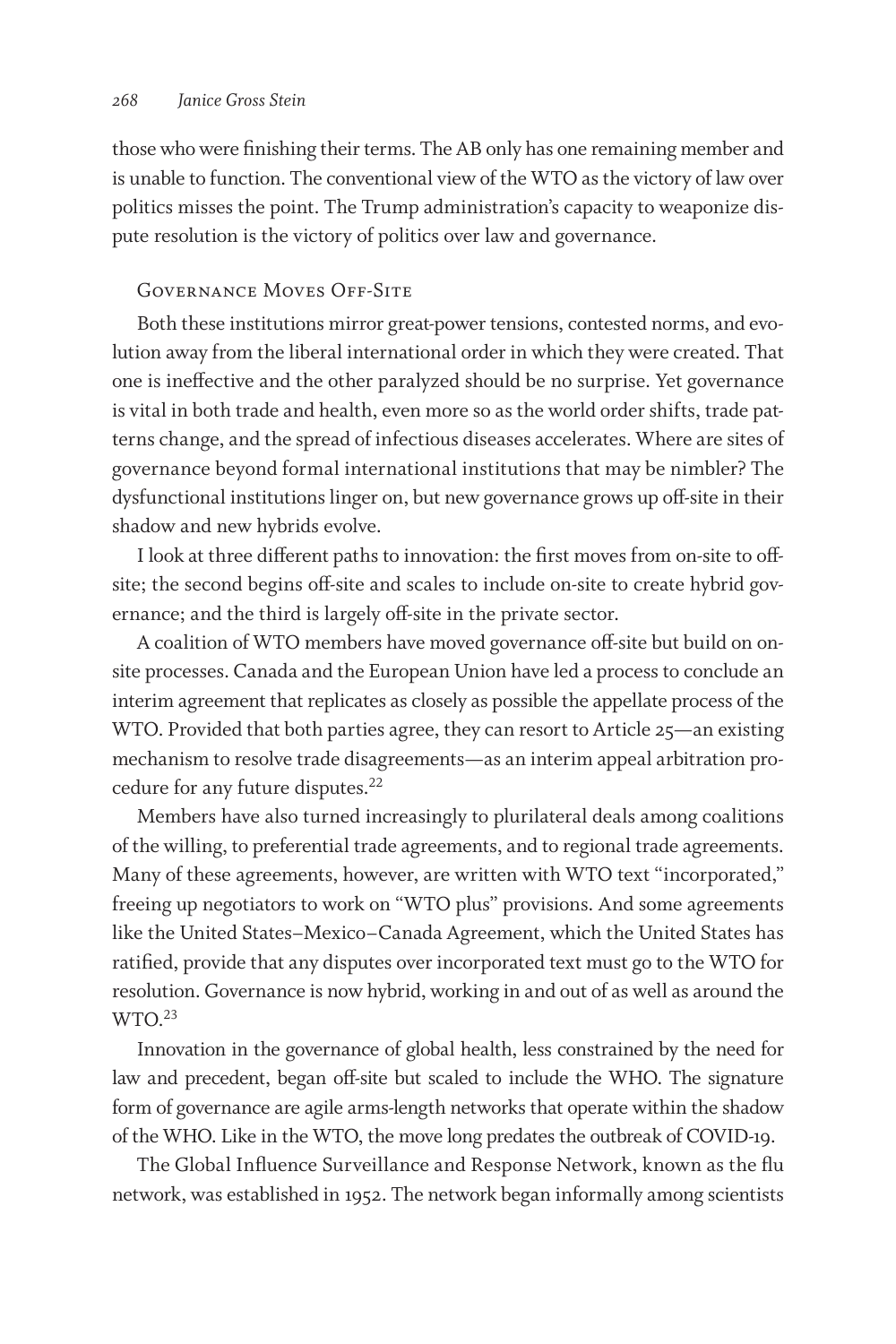those who were finishing their terms. The AB only has one remaining member and is unable to function. The conventional view of the WTO as the victory of law over politics misses the point. The Trump administration's capacity to weaponize dispute resolution is the victory of politics over law and governance.

### Governance Moves Off-Site

Both these institutions mirror great-power tensions, contested norms, and evolution away from the liberal international order in which they were created. That one is ineffective and the other paralyzed should be no surprise. Yet governance is vital in both trade and health, even more so as the world order shifts, trade patterns change, and the spread of infectious diseases accelerates. Where are sites of governance beyond formal international institutions that may be nimbler? The dysfunctional institutions linger on, but new governance grows up off-site in their shadow and new hybrids evolve.

I look at three different paths to innovation: the first moves from on-site to off-site; the second begins off-site and scales to include on-site to create hybrid governance; and the third is largely off-site in the private sector.

A coalition of WTO members have moved governance off-site but build on on-site processes. Canada and the European Union have led a process to conclude an interim agreement that replicates as closely as possible the appellate process of the WTO. Provided that both parties agree, they can resort to Article 25—an existing mechanism to resolve trade disagreements—as an interim appeal arbitration procedure for any future disputes.[22]

Members have also turned increasingly to plurilateral deals among coalitions of the willing, to preferential trade agreements, and to regional trade agreements. Many of these agreements, however, are written with WTO text "incorporated," freeing up negotiators to work on "WTO plus" provisions. And some agreements like the United States–Mexico–Canada Agreement, which the United States has ratified, provide that any disputes over incorporated text must go to the WTO for resolution. Governance is now hybrid, working in and out of as well as around the WTO.[23]

Innovation in the governance of global health, less constrained by the need for law and precedent, began off-site but scaled to include the WHO. The signature form of governance are agile arms-length networks that operate within the shadow of the WHO. Like in the WTO, the move long predates the outbreak of COVID-19.

The Global Influence Surveillance and Response Network, known as the flu network, was established in 1952. The network began informally among scientists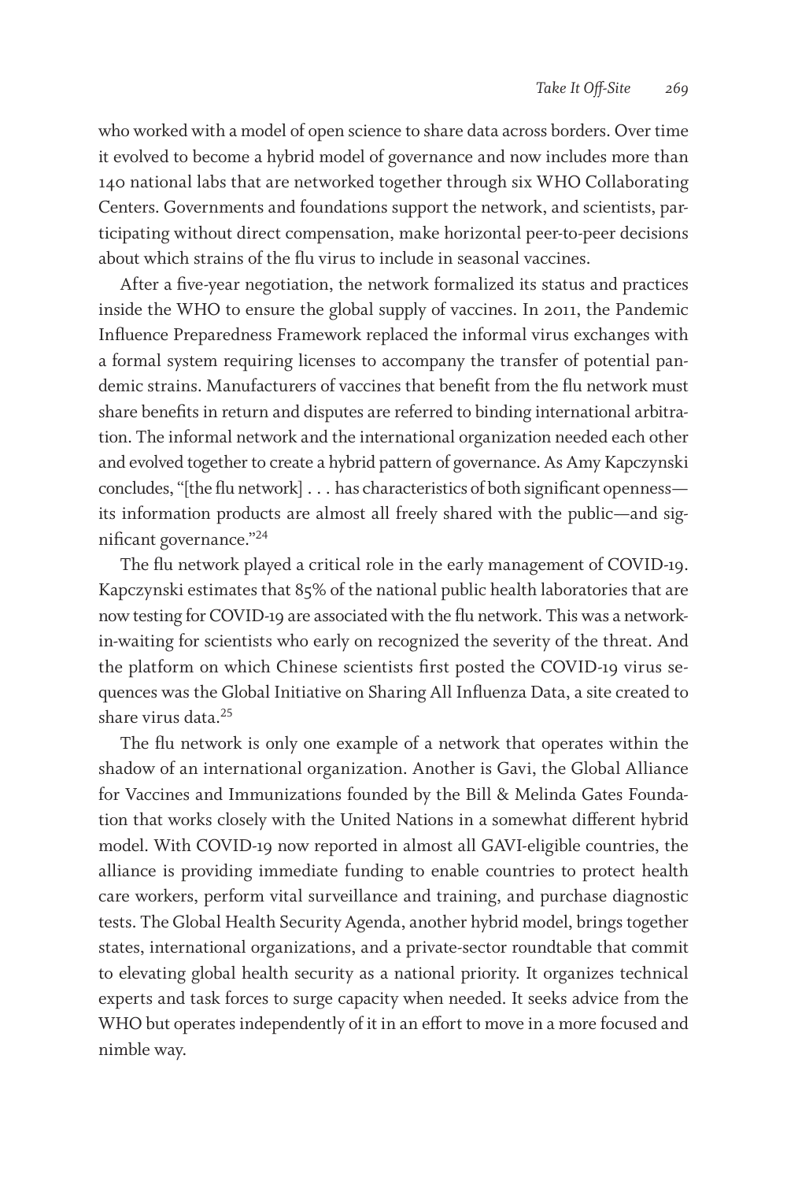who worked with a model of open science to share data across borders. Over time it evolved to become a hybrid model of governance and now includes more than 140 national labs that are networked together through six WHO Collaborating Centers. Governments and foundations support the network, and scientists, participating without direct compensation, make horizontal peer-to-peer decisions about which strains of the flu virus to include in seasonal vaccines.

After a five-year negotiation, the network formalized its status and practices inside the WHO to ensure the global supply of vaccines. In 2011, the Pandemic Influence Preparedness Framework replaced the informal virus exchanges with a formal system requiring licenses to accompany the transfer of potential pandemic strains. Manufacturers of vaccines that benefit from the flu network must share benefits in return and disputes are referred to binding international arbitration. The informal network and the international organization needed each other and evolved together to create a hybrid pattern of governance. As Amy Kapczynski concludes, "[the flu network] . . . has characteristics of both significant openness—its information products are almost all freely shared with the public—and significant governance."[24]

The flu network played a critical role in the early management of COVID-19. Kapczynski estimates that 85% of the national public health laboratories that are now testing for COVID-19 are associated with the flu network. This was a network-in-waiting for scientists who early on recognized the severity of the threat. And the platform on which Chinese scientists first posted the COVID-19 virus sequences was the Global Initiative on Sharing All Influenza Data, a site created to share virus data.[25]

The flu network is only one example of a network that operates within the shadow of an international organization. Another is Gavi, the Global Alliance for Vaccines and Immunizations founded by the Bill & Melinda Gates Foundation that works closely with the United Nations in a somewhat different hybrid model. With COVID-19 now reported in almost all GAVI-eligible countries, the alliance is providing immediate funding to enable countries to protect health care workers, perform vital surveillance and training, and purchase diagnostic tests. The Global Health Security Agenda, another hybrid model, brings together states, international organizations, and a private-sector roundtable that commit to elevating global health security as a national priority. It organizes technical experts and task forces to surge capacity when needed. It seeks advice from the WHO but operates independently of it in an effort to move in a more focused and nimble way.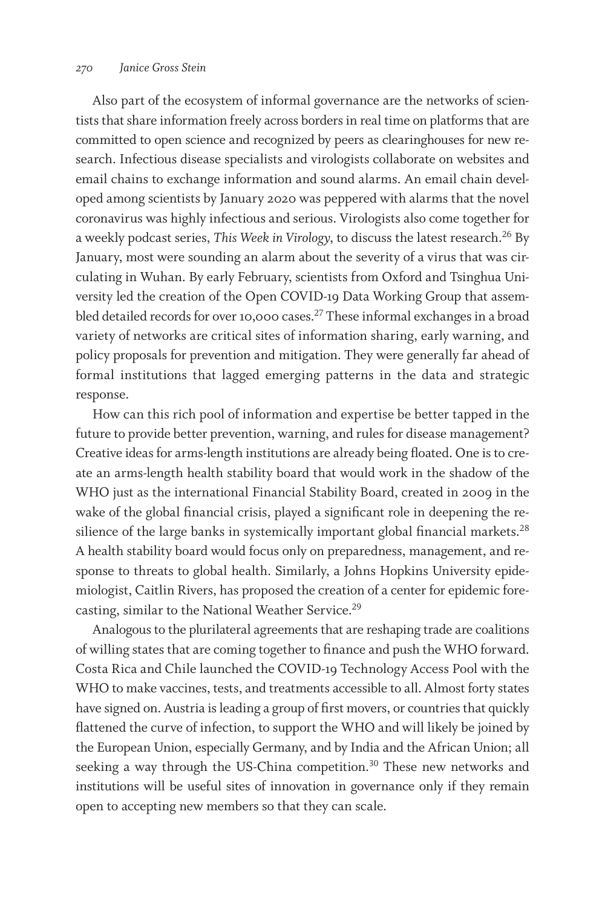Also part of the ecosystem of informal governance are the networks of scientists that share information freely across borders in real time on platforms that are committed to open science and recognized by peers as clearinghouses for new research. Infectious disease specialists and virologists collaborate on websites and email chains to exchange information and sound alarms. An email chain developed among scientists by January 2020 was peppered with alarms that the novel coronavirus was highly infectious and serious. Virologists also come together for a weekly podcast series, *This Week in Virology*, to discuss the latest research.[26] By January, most were sounding an alarm about the severity of a virus that was circulating in Wuhan. By early February, scientists from Oxford and Tsinghua University led the creation of the Open COVID-19 Data Working Group that assembled detailed records for over 10,000 cases.[27] These informal exchanges in a broad variety of networks are critical sites of information sharing, early warning, and policy proposals for prevention and mitigation. They were generally far ahead of formal institutions that lagged emerging patterns in the data and strategic response.

How can this rich pool of information and expertise be better tapped in the future to provide better prevention, warning, and rules for disease management? Creative ideas for arms-length institutions are already being floated. One is to create an arms-length health stability board that would work in the shadow of the WHO just as the international Financial Stability Board, created in 2009 in the wake of the global financial crisis, played a significant role in deepening the resilience of the large banks in systemically important global financial markets.[28] A health stability board would focus only on preparedness, management, and response to threats to global health. Similarly, a Johns Hopkins University epidemiologist, Caitlin Rivers, has proposed the creation of a center for epidemic forecasting, similar to the National Weather Service.[29]

Analogous to the plurilateral agreements that are reshaping trade are coalitions of willing states that are coming together to finance and push the WHO forward. Costa Rica and Chile launched the COVID-19 Technology Access Pool with the WHO to make vaccines, tests, and treatments accessible to all. Almost forty states have signed on. Austria is leading a group of first movers, or countries that quickly flattened the curve of infection, to support the WHO and will likely be joined by the European Union, especially Germany, and by India and the African Union; all seeking a way through the US-China competition.[30] These new networks and institutions will be useful sites of innovation in governance only if they remain open to accepting new members so that they can scale.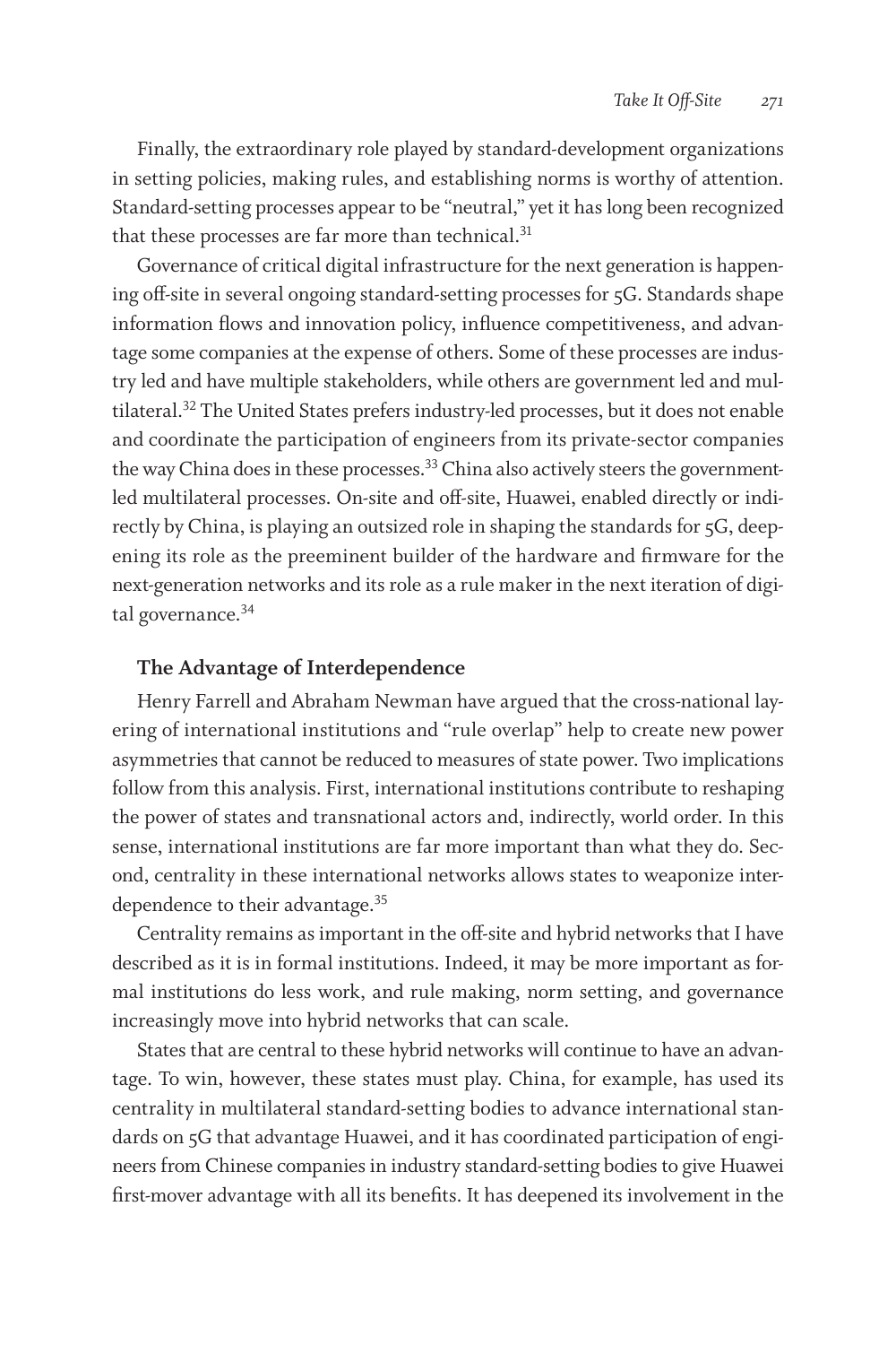Finally, the extraordinary role played by standard-development organizations in setting policies, making rules, and establishing norms is worthy of attention. Standard-setting processes appear to be "neutral," yet it has long been recognized that these processes are far more than technical.[31]

Governance of critical digital infrastructure for the next generation is happening off-site in several ongoing standard-setting processes for 5G. Standards shape information flows and innovation policy, influence competitiveness, and advantage some companies at the expense of others. Some of these processes are industry led and have multiple stakeholders, while others are government led and multilateral.[32] The United States prefers industry-led processes, but it does not enable and coordinate the participation of engineers from its private-sector companies the way China does in these processes.[33] China also actively steers the government-led multilateral processes. On-site and off-site, Huawei, enabled directly or indirectly by China, is playing an outsized role in shaping the standards for 5G, deepening its role as the preeminent builder of the hardware and firmware for the next-generation networks and its role as a rule maker in the next iteration of digital governance.[34]

### The Advantage of Interdependence

Henry Farrell and Abraham Newman have argued that the cross-national layering of international institutions and "rule overlap" help to create new power asymmetries that cannot be reduced to measures of state power. Two implications follow from this analysis. First, international institutions contribute to reshaping the power of states and transnational actors and, indirectly, world order. In this sense, international institutions are far more important than what they do. Second, centrality in these international networks allows states to weaponize interdependence to their advantage.[35]

Centrality remains as important in the off-site and hybrid networks that I have described as it is in formal institutions. Indeed, it may be more important as formal institutions do less work, and rule making, norm setting, and governance increasingly move into hybrid networks that can scale.

States that are central to these hybrid networks will continue to have an advantage. To win, however, these states must play. China, for example, has used its centrality in multilateral standard-setting bodies to advance international standards on 5G that advantage Huawei, and it has coordinated participation of engineers from Chinese companies in industry standard-setting bodies to give Huawei first-mover advantage with all its benefits. It has deepened its involvement in the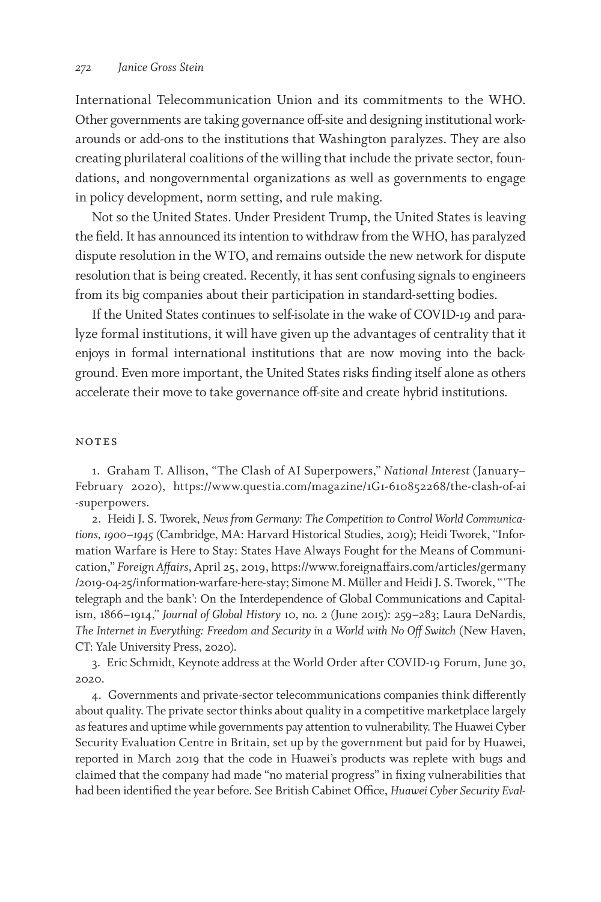International Telecommunication Union and its commitments to the WHO. Other governments are taking governance off-site and designing institutional work-arounds or add-ons to the institutions that Washington paralyzes. They are also creating plurilateral coalitions of the willing that include the private sector, foundations, and nongovernmental organizations as well as governments to engage in policy development, norm setting, and rule making.

Not so the United States. Under President Trump, the United States is leaving the field. It has announced its intention to withdraw from the WHO, has paralyzed dispute resolution in the WTO, and remains outside the new network for dispute resolution that is being created. Recently, it has sent confusing signals to engineers from its big companies about their participation in standard-setting bodies.

If the United States continues to self-isolate in the wake of COVID-19 and paralyze formal institutions, it will have given up the advantages of centrality that it enjoys in formal international institutions that are now moving into the background. Even more important, the United States risks finding itself alone as others accelerate their move to take governance off-site and create hybrid institutions.

## NOTES

1. Graham T. Allison, "The Clash of AI Superpowers," *National Interest* (January–February 2020), https://www.questia.com/magazine/1G1-610852268/the-clash-of-ai-superpowers.

2. Heidi J. S. Tworek, *News from Germany: The Competition to Control World Communications, 1900–1945* (Cambridge, MA: Harvard Historical Studies, 2019); Heidi Tworek, "Information Warfare is Here to Stay: States Have Always Fought for the Means of Communication," *Foreign Affairs*, April 25, 2019, https://www.foreignaffairs.com/articles/germany/2019-04-25/information-warfare-here-stay; Simone M. Müller and Heidi J. S. Tworek, "'The telegraph and the bank': On the Interdependence of Global Communications and Capitalism, 1866–1914," *Journal of Global History* 10, no. 2 (June 2015): 259–283; Laura DeNardis, *The Internet in Everything: Freedom and Security in a World with No Off Switch* (New Haven, CT: Yale University Press, 2020).

3. Eric Schmidt, Keynote address at the World Order after COVID-19 Forum, June 30, 2020.

4. Governments and private-sector telecommunications companies think differently about quality. The private sector thinks about quality in a competitive marketplace largely as features and uptime while governments pay attention to vulnerability. The Huawei Cyber Security Evaluation Centre in Britain, set up by the government but paid for by Huawei, reported in March 2019 that the code in Huawei's products was replete with bugs and claimed that the company had made "no material progress" in fixing vulnerabilities that had been identified the year before. See British Cabinet Office, *Huawei Cyber Security Eval-*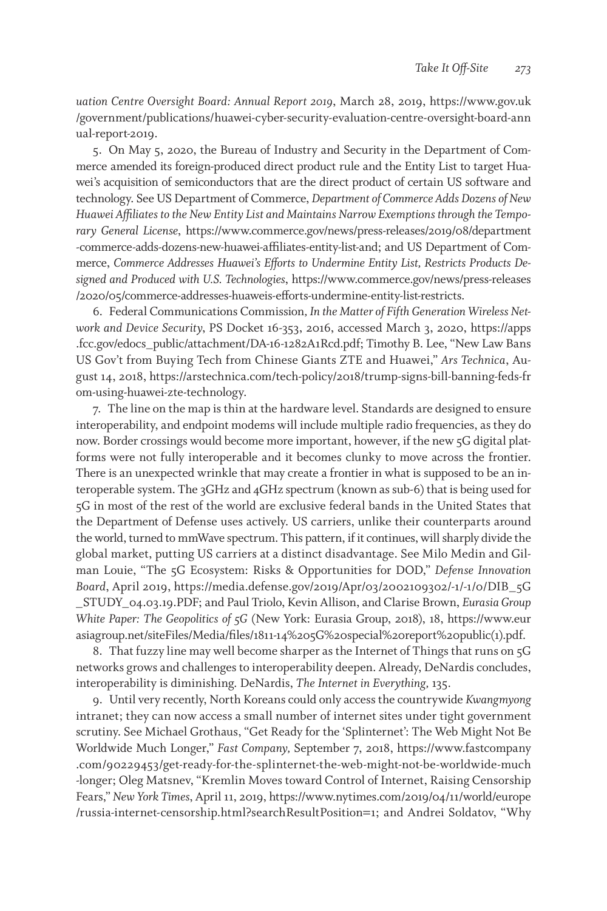*uation Centre Oversight Board: Annual Report 2019*, March 28, 2019, https://www.gov.uk/government/publications/huawei-cyber-security-evaluation-centre-oversight-board-annual-report-2019.

5. On May 5, 2020, the Bureau of Industry and Security in the Department of Commerce amended its foreign-produced direct product rule and the Entity List to target Huawei's acquisition of semiconductors that are the direct product of certain US software and technology. See US Department of Commerce, *Department of Commerce Adds Dozens of New Huawei Affiliates to the New Entity List and Maintains Narrow Exemptions through the Temporary General License*, https://www.commerce.gov/news/press-releases/2019/08/department-commerce-adds-dozens-new-huawei-affiliates-entity-list-and; and US Department of Commerce, *Commerce Addresses Huawei's Efforts to Undermine Entity List, Restricts Products Designed and Produced with U.S. Technologies*, https://www.commerce.gov/news/press-releases/2020/05/commerce-addresses-huaweis-efforts-undermine-entity-list-restricts.

6. Federal Communications Commission, *In the Matter of Fifth Generation Wireless Network and Device Security*, PS Docket 16-353, 2016, accessed March 3, 2020, https://apps.fcc.gov/edocs_public/attachment/DA-16-1282A1Rcd.pdf; Timothy B. Lee, "New Law Bans US Gov't from Buying Tech from Chinese Giants ZTE and Huawei," *Ars Technica*, August 14, 2018, https://arstechnica.com/tech-policy/2018/trump-signs-bill-banning-feds-from-using-huawei-zte-technology.

7. The line on the map is thin at the hardware level. Standards are designed to ensure interoperability, and endpoint modems will include multiple radio frequencies, as they do now. Border crossings would become more important, however, if the new 5G digital platforms were not fully interoperable and it becomes clunky to move across the frontier. There is an unexpected wrinkle that may create a frontier in what is supposed to be an interoperable system. The 3GHz and 4GHz spectrum (known as sub-6) that is being used for 5G in most of the rest of the world are exclusive federal bands in the United States that the Department of Defense uses actively. US carriers, unlike their counterparts around the world, turned to mmWave spectrum. This pattern, if it continues, will sharply divide the global market, putting US carriers at a distinct disadvantage. See Milo Medin and Gilman Louie, "The 5G Ecosystem: Risks & Opportunities for DOD," *Defense Innovation Board*, April 2019, https://media.defense.gov/2019/Apr/03/2002109302/-1/-1/0/DIB_5G_STUDY_04.03.19.PDF; and Paul Triolo, Kevin Allison, and Clarise Brown, *Eurasia Group White Paper: The Geopolitics of 5G* (New York: Eurasia Group, 2018), 18, https://www.eurasiagroup.net/siteFiles/Media/files/1811-14%205G%20special%20report%20public(1).pdf.

8. That fuzzy line may well become sharper as the Internet of Things that runs on 5G networks grows and challenges to interoperability deepen. Already, DeNardis concludes, interoperability is diminishing. DeNardis, *The Internet in Everything*, 135.

9. Until very recently, North Koreans could only access the countrywide *Kwangmyong* intranet; they can now access a small number of internet sites under tight government scrutiny. See Michael Grothaus, "Get Ready for the 'Splinternet': The Web Might Not Be Worldwide Much Longer," *Fast Company*, September 7, 2018, https://www.fastcompany.com/90229453/get-ready-for-the-splinternet-the-web-might-not-be-worldwide-much-longer; Oleg Matsnev, "Kremlin Moves toward Control of Internet, Raising Censorship Fears," *New York Times*, April 11, 2019, https://www.nytimes.com/2019/04/11/world/europe/russia-internet-censorship.html?searchResultPosition=1; and Andrei Soldatov, "Why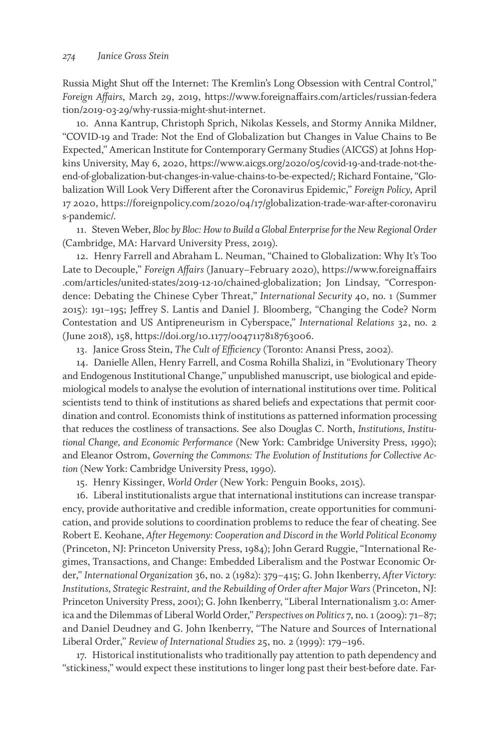Russia Might Shut off the Internet: The Kremlin's Long Obsession with Central Control," *Foreign Affairs*, March 29, 2019, https://www.foreignaffairs.com/articles/russian-federation/2019-03-29/why-russia-might-shut-internet.

10. Anna Kantrup, Christoph Sprich, Nikolas Kessels, and Stormy Annika Mildner, "COVID-19 and Trade: Not the End of Globalization but Changes in Value Chains to Be Expected," American Institute for Contemporary Germany Studies (AICGS) at Johns Hopkins University, May 6, 2020, https://www.aicgs.org/2020/05/covid-19-and-trade-not-the-end-of-globalization-but-changes-in-value-chains-to-be-expected/; Richard Fontaine, "Globalization Will Look Very Different after the Coronavirus Epidemic," *Foreign Policy*, April 17 2020, https://foreignpolicy.com/2020/04/17/globalization-trade-war-after-coronavirus-pandemic/.

11. Steven Weber, *Bloc by Bloc: How to Build a Global Enterprise for the New Regional Order* (Cambridge, MA: Harvard University Press, 2019).

12. Henry Farrell and Abraham L. Neuman, "Chained to Globalization: Why It's Too Late to Decouple," *Foreign Affairs* (January–February 2020), https://www.foreignaffairs.com/articles/united-states/2019-12-10/chained-globalization; Jon Lindsay, "Correspondence: Debating the Chinese Cyber Threat," *International Security* 40, no. 1 (Summer 2015): 191–195; Jeffrey S. Lantis and Daniel J. Bloomberg, "Changing the Code? Norm Contestation and US Antipreneurism in Cyberspace," *International Relations* 32, no. 2 (June 2018), 158, https://doi.org/10.1177/0047117818763006.

13. Janice Gross Stein, *The Cult of Efficiency* (Toronto: Anansi Press, 2002).

14. Danielle Allen, Henry Farrell, and Cosma Rohilla Shalizi, in "Evolutionary Theory and Endogenous Institutional Change," unpublished manuscript, use biological and epidemiological models to analyse the evolution of international institutions over time. Political scientists tend to think of institutions as shared beliefs and expectations that permit coordination and control. Economists think of institutions as patterned information processing that reduces the costliness of transactions. See also Douglas C. North, *Institutions, Institutional Change, and Economic Performance* (New York: Cambridge University Press, 1990); and Eleanor Ostrom, *Governing the Commons: The Evolution of Institutions for Collective Action* (New York: Cambridge University Press, 1990).

15. Henry Kissinger, *World Order* (New York: Penguin Books, 2015).

16. Liberal institutionalists argue that international institutions can increase transparency, provide authoritative and credible information, create opportunities for communication, and provide solutions to coordination problems to reduce the fear of cheating. See Robert E. Keohane, *After Hegemony: Cooperation and Discord in the World Political Economy* (Princeton, NJ: Princeton University Press, 1984); John Gerard Ruggie, "International Regimes, Transactions, and Change: Embedded Liberalism and the Postwar Economic Order," *International Organization* 36, no. 2 (1982): 379–415; G. John Ikenberry, *After Victory: Institutions, Strategic Restraint, and the Rebuilding of Order after Major Wars* (Princeton, NJ: Princeton University Press, 2001); G. John Ikenberry, "Liberal Internationalism 3.0: America and the Dilemmas of Liberal World Order," *Perspectives on Politics* 7, no. 1 (2009): 71–87; and Daniel Deudney and G. John Ikenberry, "The Nature and Sources of International Liberal Order," *Review of International Studies* 25, no. 2 (1999): 179–196.

17. Historical institutionalists who traditionally pay attention to path dependency and "stickiness," would expect these institutions to linger long past their best-before date. Far-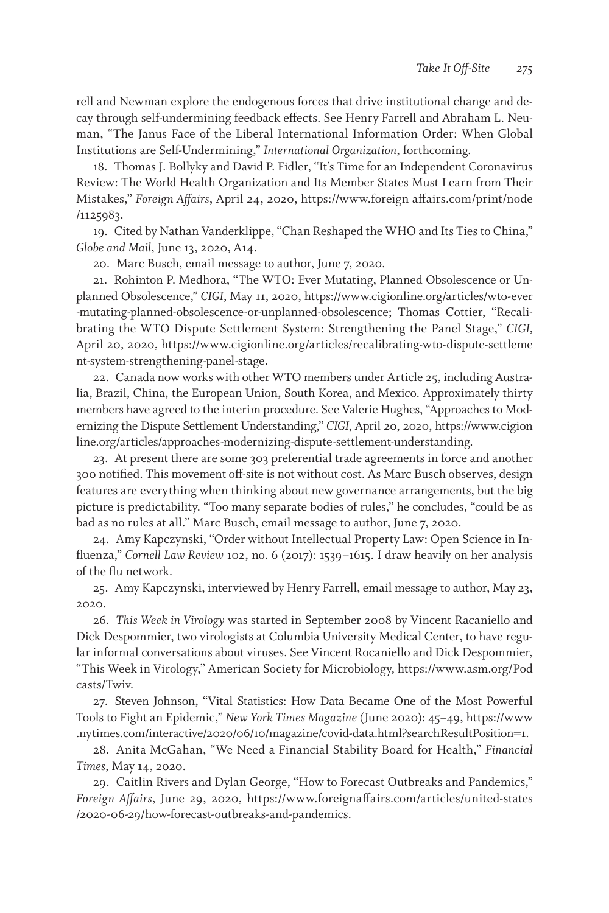rell and Newman explore the endogenous forces that drive institutional change and decay through self-undermining feedback effects. See Henry Farrell and Abraham L. Neuman, "The Janus Face of the Liberal International Information Order: When Global Institutions are Self-Undermining," *International Organization*, forthcoming.

18. Thomas J. Bollyky and David P. Fidler, "It's Time for an Independent Coronavirus Review: The World Health Organization and Its Member States Must Learn from Their Mistakes," *Foreign Affairs*, April 24, 2020, https://www.foreign affairs.com/print/node/1125983.

19. Cited by Nathan Vanderklippe, "Chan Reshaped the WHO and Its Ties to China," *Globe and Mail*, June 13, 2020, A14.

20. Marc Busch, email message to author, June 7, 2020.

21. Rohinton P. Medhora, "The WTO: Ever Mutating, Planned Obsolescence or Unplanned Obsolescence," *CIGI*, May 11, 2020, https://www.cigionline.org/articles/wto-ever-mutating-planned-obsolescence-or-unplanned-obsolescence; Thomas Cottier, "Recalibrating the WTO Dispute Settlement System: Strengthening the Panel Stage," *CIGI*, April 20, 2020, https://www.cigionline.org/articles/recalibrating-wto-dispute-settlement-system-strengthening-panel-stage.

22. Canada now works with other WTO members under Article 25, including Australia, Brazil, China, the European Union, South Korea, and Mexico. Approximately thirty members have agreed to the interim procedure. See Valerie Hughes, "Approaches to Modernizing the Dispute Settlement Understanding," *CIGI*, April 20, 2020, https://www.cigionline.org/articles/approaches-modernizing-dispute-settlement-understanding.

23. At present there are some 303 preferential trade agreements in force and another 300 notified. This movement off-site is not without cost. As Marc Busch observes, design features are everything when thinking about new governance arrangements, but the big picture is predictability. "Too many separate bodies of rules," he concludes, "could be as bad as no rules at all." Marc Busch, email message to author, June 7, 2020.

24. Amy Kapczynski, "Order without Intellectual Property Law: Open Science in Influenza," *Cornell Law Review* 102, no. 6 (2017): 1539–1615. I draw heavily on her analysis of the flu network.

25. Amy Kapczynski, interviewed by Henry Farrell, email message to author, May 23, 2020.

26. *This Week in Virology* was started in September 2008 by Vincent Racaniello and Dick Despommier, two virologists at Columbia University Medical Center, to have regular informal conversations about viruses. See Vincent Rocaniello and Dick Despommier, "This Week in Virology," American Society for Microbiology, https://www.asm.org/Podcasts/Twiv.

27. Steven Johnson, "Vital Statistics: How Data Became One of the Most Powerful Tools to Fight an Epidemic," *New York Times Magazine* (June 2020): 45–49, https://www.nytimes.com/interactive/2020/06/10/magazine/covid-data.html?searchResultPosition=1.

28. Anita McGahan, "We Need a Financial Stability Board for Health," *Financial Times*, May 14, 2020.

29. Caitlin Rivers and Dylan George, "How to Forecast Outbreaks and Pandemics," *Foreign Affairs*, June 29, 2020, https://www.foreignaffairs.com/articles/united-states/2020-06-29/how-forecast-outbreaks-and-pandemics.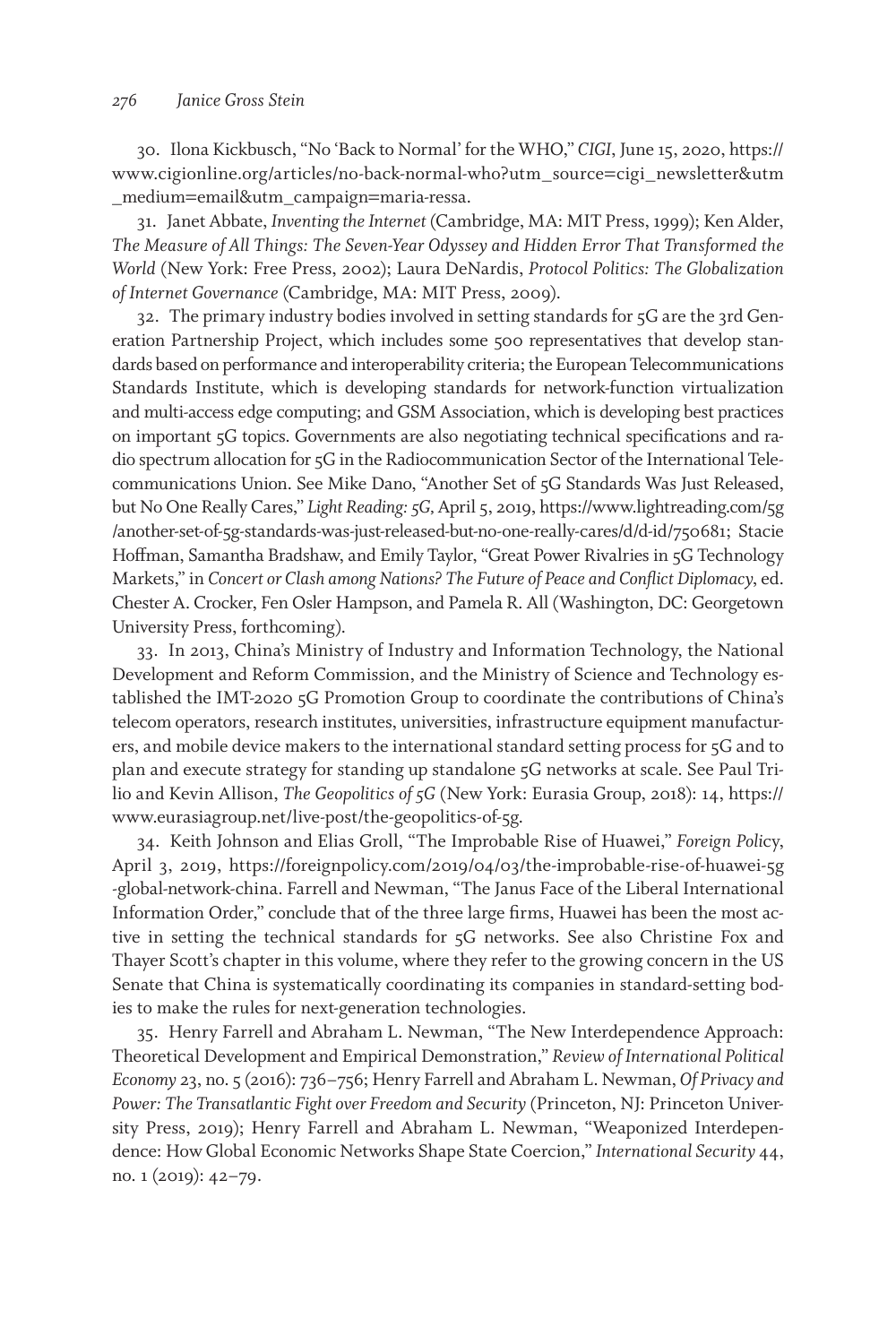30. Ilona Kickbusch, "No 'Back to Normal' for the WHO," *CIGI*, June 15, 2020, https://www.cigionline.org/articles/no-back-normal-who?utm_source=cigi_newsletter&utm_medium=email&utm_campaign=maria-ressa.

31. Janet Abbate, *Inventing the Internet* (Cambridge, MA: MIT Press, 1999); Ken Alder, *The Measure of All Things: The Seven-Year Odyssey and Hidden Error That Transformed the World* (New York: Free Press, 2002); Laura DeNardis, *Protocol Politics: The Globalization of Internet Governance* (Cambridge, MA: MIT Press, 2009).

32. The primary industry bodies involved in setting standards for 5G are the 3rd Generation Partnership Project, which includes some 500 representatives that develop standards based on performance and interoperability criteria; the European Telecommunications Standards Institute, which is developing standards for network-function virtualization and multi-access edge computing; and GSM Association, which is developing best practices on important 5G topics. Governments are also negotiating technical specifications and radio spectrum allocation for 5G in the Radiocommunication Sector of the International Telecommunications Union. See Mike Dano, "Another Set of 5G Standards Was Just Released, but No One Really Cares," *Light Reading: 5G*, April 5, 2019, https://www.lightreading.com/5g/another-set-of-5g-standards-was-just-released-but-no-one-really-cares/d/d-id/750681; Stacie Hoffman, Samantha Bradshaw, and Emily Taylor, "Great Power Rivalries in 5G Technology Markets," in *Concert or Clash among Nations? The Future of Peace and Conflict Diplomacy*, ed. Chester A. Crocker, Fen Osler Hampson, and Pamela R. All (Washington, DC: Georgetown University Press, forthcoming).

33. In 2013, China's Ministry of Industry and Information Technology, the National Development and Reform Commission, and the Ministry of Science and Technology established the IMT-2020 5G Promotion Group to coordinate the contributions of China's telecom operators, research institutes, universities, infrastructure equipment manufacturers, and mobile device makers to the international standard setting process for 5G and to plan and execute strategy for standing up standalone 5G networks at scale. See Paul Trilio and Kevin Allison, *The Geopolitics of 5G* (New York: Eurasia Group, 2018): 14, https://www.eurasiagroup.net/live-post/the-geopolitics-of-5g.

34. Keith Johnson and Elias Groll, "The Improbable Rise of Huawei," *Foreign Policy*, April 3, 2019, https://foreignpolicy.com/2019/04/03/the-improbable-rise-of-huawei-5g-global-network-china. Farrell and Newman, "The Janus Face of the Liberal International Information Order," conclude that of the three large firms, Huawei has been the most active in setting the technical standards for 5G networks. See also Christine Fox and Thayer Scott's chapter in this volume, where they refer to the growing concern in the US Senate that China is systematically coordinating its companies in standard-setting bodies to make the rules for next-generation technologies.

35. Henry Farrell and Abraham L. Newman, "The New Interdependence Approach: Theoretical Development and Empirical Demonstration," *Review of International Political Economy* 23, no. 5 (2016): 736–756; Henry Farrell and Abraham L. Newman, *Of Privacy and Power: The Transatlantic Fight over Freedom and Security* (Princeton, NJ: Princeton University Press, 2019); Henry Farrell and Abraham L. Newman, "Weaponized Interdependence: How Global Economic Networks Shape State Coercion," *International Security* 44, no. 1 (2019): 42–79.